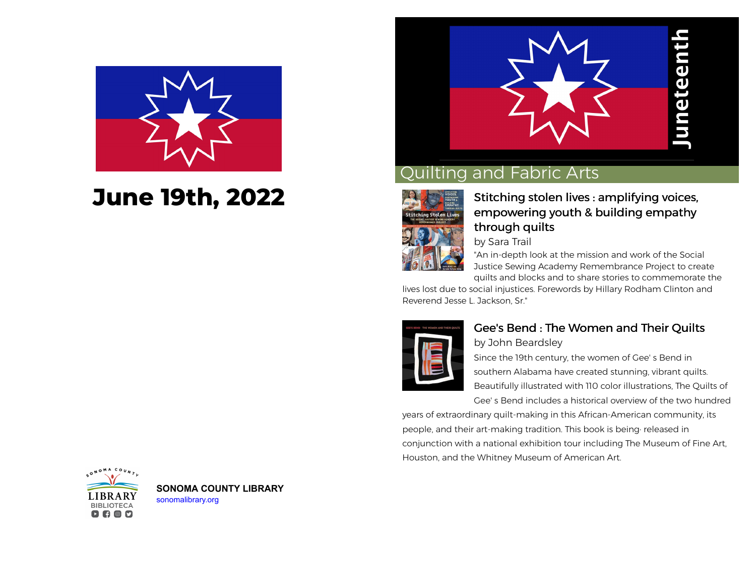# June 19th, 2022

**SONOMA COUNTY LIBRARY**
sonomalibrary.org

Juneteenth

## Quilting and Fabric Arts

### Stitching stolen lives : amplifying voices, empowering youth & building empathy through quilts

by Sara Trail

"An in-depth look at the mission and work of the Social Justice Sewing Academy Remembrance Project to create quilts and blocks and to share stories to commemorate the lives lost due to social injustices. Forewords by Hillary Rodham Clinton and Reverend Jesse L. Jackson, Sr."

### Gee's Bend : The Women and Their Quilts

by John Beardsley

Since the 19th century, the women of Gee' s Bend in southern Alabama have created stunning, vibrant quilts. Beautifully illustrated with 110 color illustrations, The Quilts of Gee' s Bend includes a historical overview of the two hundred years of extraordinary quilt-making in this African-American community, its people, and their art-making tradition. This book is being· released in conjunction with a national exhibition tour including The Museum of Fine Art, Houston, and the Whitney Museum of American Art.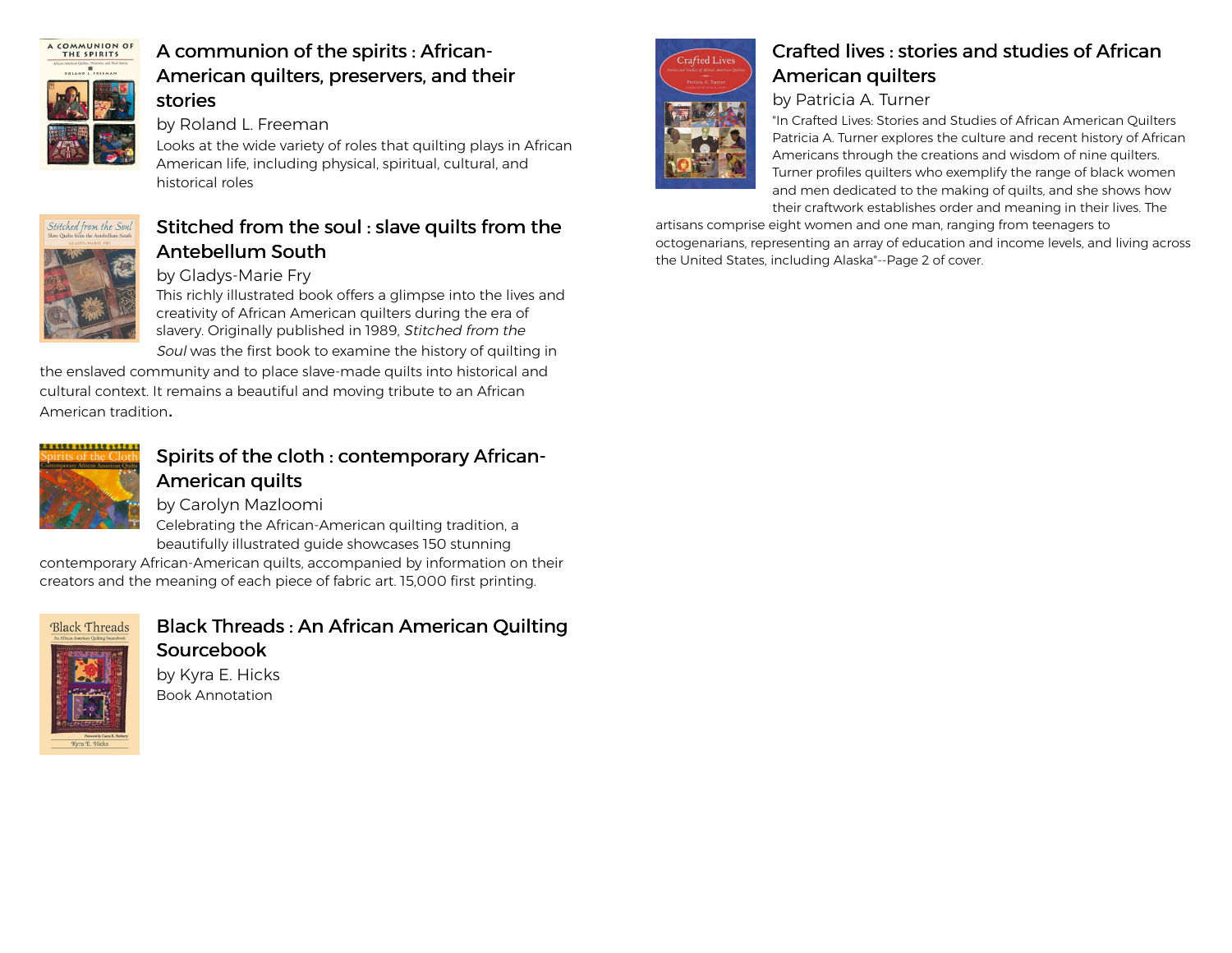## A communion of the spirits : African-American quilters, preservers, and their stories

by Roland L. Freeman

Looks at the wide variety of roles that quilting plays in African American life, including physical, spiritual, cultural, and historical roles

## Stitched from the soul : slave quilts from the Antebellum South

by Gladys-Marie Fry

This richly illustrated book offers a glimpse into the lives and creativity of African American quilters during the era of slavery. Originally published in 1989, *Stitched from the Soul* was the first book to examine the history of quilting in the enslaved community and to place slave-made quilts into historical and cultural context. It remains a beautiful and moving tribute to an African American tradition.

## Spirits of the cloth : contemporary African-American quilts

by Carolyn Mazloomi

Celebrating the African-American quilting tradition, a beautifully illustrated guide showcases 150 stunning contemporary African-American quilts, accompanied by information on their creators and the meaning of each piece of fabric art. 15,000 first printing.

## Black Threads : An African American Quilting Sourcebook

by Kyra E. Hicks

Book Annotation

## Crafted lives : stories and studies of African American quilters

by Patricia A. Turner

"In Crafted Lives: Stories and Studies of African American Quilters Patricia A. Turner explores the culture and recent history of African Americans through the creations and wisdom of nine quilters. Turner profiles quilters who exemplify the range of black women and men dedicated to the making of quilts, and she shows how their craftwork establishes order and meaning in their lives. The artisans comprise eight women and one man, ranging from teenagers to octogenarians, representing an array of education and income levels, and living across the United States, including Alaska"--Page 2 of cover.